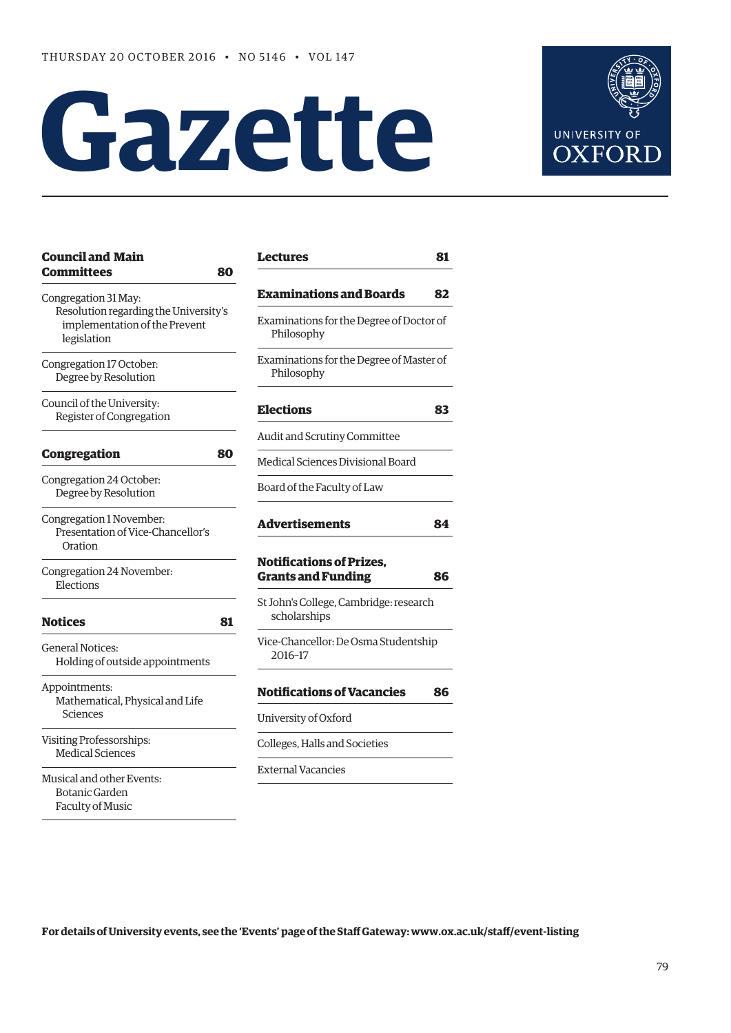THURSDAY 20 OCTOBER 2016 • NO 5146 • VOL 147

# Gazette

UNIVERSITY OF OXFORD

**Council and Main Committees** **80**

Congregation 31 May:
Resolution regarding the University's implementation of the Prevent legislation

Congregation 17 October:
Degree by Resolution

Council of the University:
Register of Congregation

**Congregation** **80**

Congregation 24 October:
Degree by Resolution

Congregation 1 November:
Presentation of Vice-Chancellor's Oration

Congregation 24 November:
Elections

**Notices** **81**

General Notices:
Holding of outside appointments

Appointments:
Mathematical, Physical and Life Sciences

Visiting Professorships:
Medical Sciences

Musical and other Events:
Botanic Garden
Faculty of Music

**Lectures** **81**

**Examinations and Boards** **82**

Examinations for the Degree of Doctor of Philosophy

Examinations for the Degree of Master of Philosophy

**Elections** **83**

Audit and Scrutiny Committee

Medical Sciences Divisional Board

Board of the Faculty of Law

**Advertisements** **84**

**Notifications of Prizes, Grants and Funding** **86**

St John's College, Cambridge: research scholarships

Vice-Chancellor: De Osma Studentship 2016–17

**Notifications of Vacancies** **86**

University of Oxford

Colleges, Halls and Societies

External Vacancies

**For details of University events, see the 'Events' page of the Staff Gateway: www.ox.ac.uk/staff/event-listing**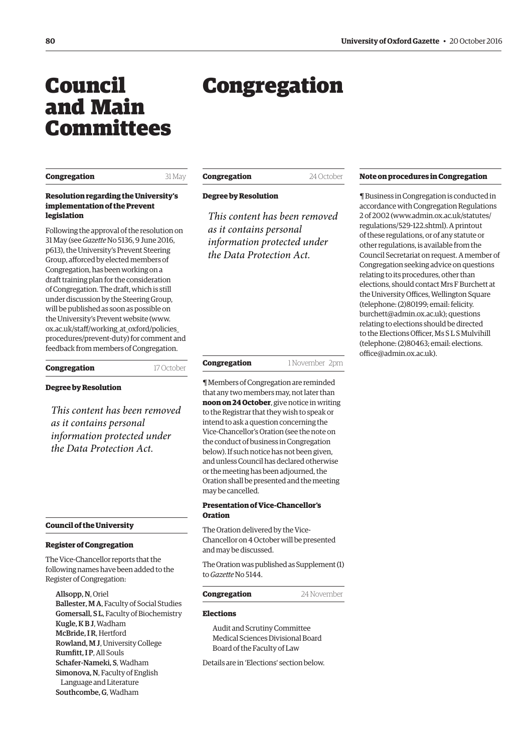# Council and Main Committees

# Congregation

**Congregation** 31 May

### Resolution regarding the University's implementation of the Prevent legislation

Following the approval of the resolution on 31 May (see *Gazette* No 5136, 9 June 2016, p613), the University's Prevent Steering Group, afforced by elected members of Congregation, has been working on a draft training plan for the consideration of Congregation. The draft, which is still under discussion by the Steering Group, will be published as soon as possible on the University's Prevent website (www.ox.ac.uk/staff/working_at_oxford/policies_procedures/prevent-duty) for comment and feedback from members of Congregation.

**Congregation** 17 October

### Degree by Resolution

*This content has been removed as it contains personal information protected under the Data Protection Act.*

**Council of the University**

### Register of Congregation

The Vice-Chancellor reports that the following names have been added to the Register of Congregation:

**Allsopp, N**, Oriel
**Ballester, M A**, Faculty of Social Studies
**Gomersall, S L**, Faculty of Biochemistry
**Kugle, K B J**, Wadham
**McBride, I R**, Hertford
**Rowland, M J**, University College
**Rumfitt, I P**, All Souls
**Schafer-Nameki, S**, Wadham
**Simonova, N**, Faculty of English Language and Literature
**Southcombe, G**, Wadham

**Congregation** 24 October

### Degree by Resolution

*This content has been removed as it contains personal information protected under the Data Protection Act.*

**Congregation** 1 November 2pm

¶ Members of Congregation are reminded that any two members may, not later than **noon on 24 October**, give notice in writing to the Registrar that they wish to speak or intend to ask a question concerning the Vice-Chancellor's Oration (see the note on the conduct of business in Congregation below). If such notice has not been given, and unless Council has declared otherwise or the meeting has been adjourned, the Oration shall be presented and the meeting may be cancelled.

### Presentation of Vice-Chancellor's Oration

The Oration delivered by the Vice-Chancellor on 4 October will be presented and may be discussed.

The Oration was published as Supplement (1) to *Gazette* No 5144.

**Congregation** 24 November

### Elections

Audit and Scrutiny Committee
Medical Sciences Divisional Board
Board of the Faculty of Law

Details are in 'Elections' section below.

### Note on procedures in Congregation

¶ Business in Congregation is conducted in accordance with Congregation Regulations 2 of 2002 (www.admin.ox.ac.uk/statutes/regulations/529-122.shtml). A printout of these regulations, or of any statute or other regulations, is available from the Council Secretariat on request. A member of Congregation seeking advice on questions relating to its procedures, other than elections, should contact Mrs F Burchett at the University Offices, Wellington Square (telephone: (2)80199; email: felicity.burchett@admin.ox.ac.uk); questions relating to elections should be directed to the Elections Officer, Ms S L S Mulvihill (telephone: (2)80463; email: elections.office@admin.ox.ac.uk).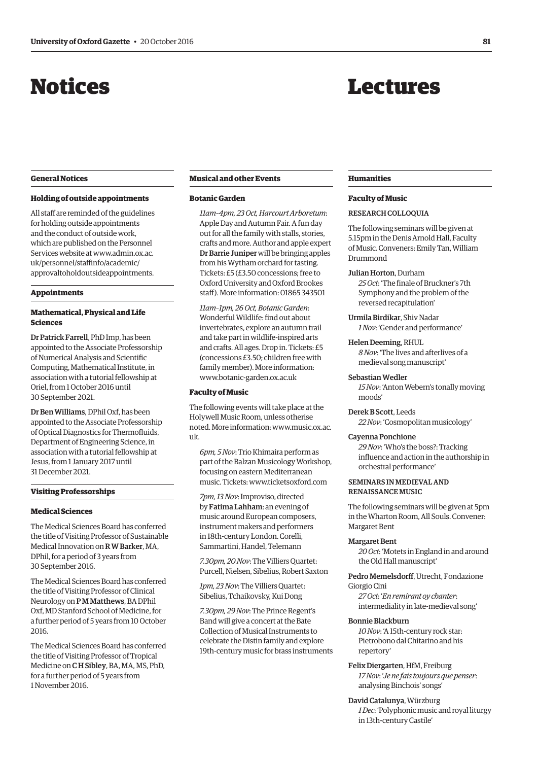# Notices

## General Notices

### Holding of outside appointments

All staff are reminded of the guidelines for holding outside appointments and the conduct of outside work, which are published on the Personnel Services website at www.admin.ox.ac.uk/personnel/staffinfo/academic/approvaltoholdoutsideappointments.

## Appointments

### Mathematical, Physical and Life Sciences

**Dr Patrick Farrell**, PhD Imp, has been appointed to the Associate Professorship of Numerical Analysis and Scientific Computing, Mathematical Institute, in association with a tutorial fellowship at Oriel, from 1 October 2016 until 30 September 2021.

**Dr Ben Williams**, DPhil Oxf, has been appointed to the Associate Professorship of Optical Diagnostics for Thermofluids, Department of Engineering Science, in association with a tutorial fellowship at Jesus, from 1 January 2017 until 31 December 2021.

## Visiting Professorships

### Medical Sciences

The Medical Sciences Board has conferred the title of Visiting Professor of Sustainable Medical Innovation on **R W Barker**, MA, DPhil, for a period of 3 years from 30 September 2016.

The Medical Sciences Board has conferred the title of Visiting Professor of Clinical Neurology on **P M Matthews**, BA DPhil Oxf, MD Stanford School of Medicine, for a further period of 5 years from 10 October 2016.

The Medical Sciences Board has conferred the title of Visiting Professor of Tropical Medicine on **C H Sibley**, BA, MA, MS, PhD, for a further period of 5 years from 1 November 2016.

## Musical and other Events

### Botanic Garden

*11am–4pm, 23 Oct, Harcourt Arboretum*: Apple Day and Autumn Fair. A fun day out for all the family with stalls, stories, crafts and more. Author and apple expert **Dr Barrie Juniper** will be bringing apples from his Wytham orchard for tasting. Tickets: £5 (£3.50 concessions; free to Oxford University and Oxford Brookes staff). More information: 01865 343501

*11am–1pm, 26 Oct, Botanic Garden*: Wonderful Wildlife: find out about invertebrates, explore an autumn trail and take part in wildlife-inspired arts and crafts. All ages. Drop in. Tickets: £5 (concessions £3.50; children free with family member). More information: www.botanic-garden.ox.ac.uk

### Faculty of Music

The following events will take place at the Holywell Music Room, unless otherise noted. More information: www.music.ox.ac.uk.

*6pm, 5 Nov*: Trio Khimaira perform as part of the Balzan Musicology Workshop, focusing on eastern Mediterranean music. Tickets: www.ticketsoxford.com

*7pm, 13 Nov*: Improviso, directed by **Fatima Lahham**: an evening of music around European composers, instrument makers and performers in 18th-century London. Corelli, Sammartini, Handel, Telemann

*7.30pm, 20 Nov*: The Villiers Quartet: Purcell, Nielsen, Sibelius, Robert Saxton

*1pm, 23 Nov*: The Villiers Quartet: Sibelius, Tchaikovsky, Kui Dong

*7.30pm, 29 Nov*: The Prince Regent's Band will give a concert at the Bate Collection of Musical Instruments to celebrate the Distin family and explore 19th-century music for brass instruments

# Lectures

## Humanities

### Faculty of Music

#### RESEARCH COLLOQUIA

The following seminars will be given at 5.15pm in the Denis Arnold Hall, Faculty of Music. Conveners: Emily Tan, William Drummond

**Julian Horton**, Durham
*25 Oct*: 'The finale of Bruckner's 7th Symphony and the problem of the reversed recapitulation'

**Urmila Birdikar**, Shiv Nadar
*1 Nov*: 'Gender and performance'

**Helen Deeming**, RHUL
*8 Nov*: 'The lives and afterlives of a medieval song manuscript'

**Sebastian Wedler**
*15 Nov*: 'Anton Webern's tonally moving moods'

**Derek B Scott**, Leeds
*22 Nov*: 'Cosmopolitan musicology'

**Cayenna Ponchione**
*29 Nov*: 'Who's the boss?: Tracking influence and action in the authorship in orchestral performance'

#### SEMINARS IN MEDIEVAL AND RENAISSANCE MUSIC

The following seminars will be given at 5pm in the Wharton Room, All Souls. Convener: Margaret Bent

**Margaret Bent**
*20 Oct*: 'Motets in England in and around the Old Hall manuscript'

**Pedro Memelsdorff**, Utrecht, Fondazione Giorgio Cini
*27 Oct*: '*En remirant oy chanter*: intermediality in late-medieval song'

**Bonnie Blackburn**
*10 Nov*: 'A 15th-century rock star: Pietrobono dal Chitarino and his repertory'

**Felix Diergarten**, HfM, Freiburg
*17 Nov*: '*Je ne fais toujours que penser*: analysing Binchois' songs'

**David Catalunya**, Würzburg
*1 Dec*: 'Polyphonic music and royal liturgy in 13th-century Castile'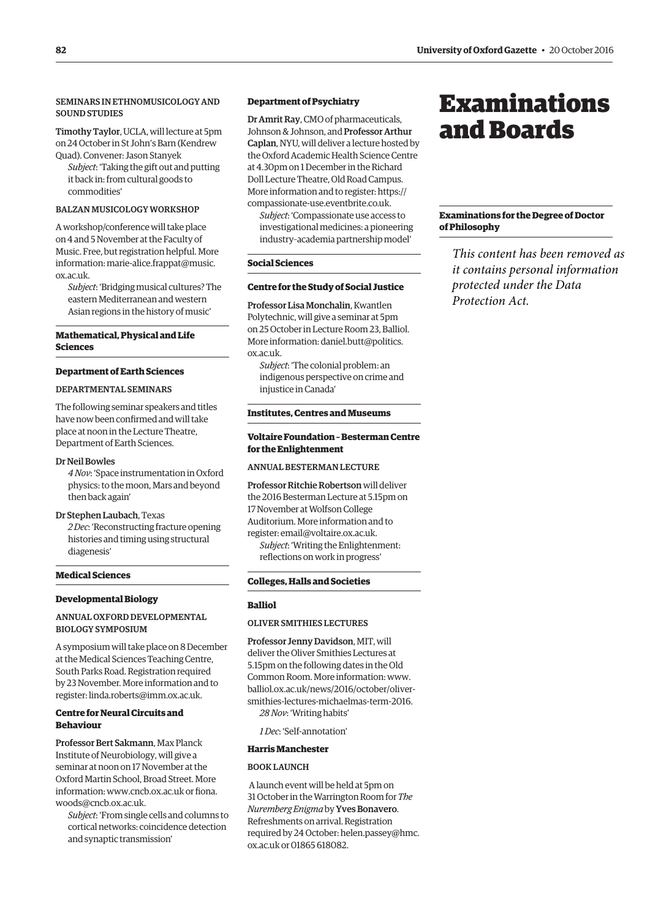SEMINARS IN ETHNOMUSICOLOGY AND SOUND STUDIES

**Timothy Taylor**, UCLA, will lecture at 5pm on 24 October in St John's Barn (Kendrew Quad). Convener: Jason Stanyek

*Subject*: 'Taking the gift out and putting it back in: from cultural goods to commodities'

BALZAN MUSICOLOGY WORKSHOP

A workshop/conference will take place on 4 and 5 November at the Faculty of Music. Free, but registration helpful. More information: marie-alice.frappat@music.ox.ac.uk.

*Subject*: 'Bridging musical cultures? The eastern Mediterranean and western Asian regions in the history of music'

### Mathematical, Physical and Life Sciences

#### Department of Earth Sciences

DEPARTMENTAL SEMINARS

The following seminar speakers and titles have now been confirmed and will take place at noon in the Lecture Theatre, Department of Earth Sciences.

**Dr Neil Bowles**

*4 Nov*: 'Space instrumentation in Oxford physics: to the moon, Mars and beyond then back again'

**Dr Stephen Laubach**, Texas

*2 Dec*: 'Reconstructing fracture opening histories and timing using structural diagenesis'

### Medical Sciences

#### Developmental Biology

ANNUAL OXFORD DEVELOPMENTAL BIOLOGY SYMPOSIUM

A symposium will take place on 8 December at the Medical Sciences Teaching Centre, South Parks Road. Registration required by 23 November. More information and to register: linda.roberts@imm.ox.ac.uk.

#### Centre for Neural Circuits and Behaviour

**Professor Bert Sakmann**, Max Planck Institute of Neurobiology, will give a seminar at noon on 17 November at the Oxford Martin School, Broad Street. More information: www.cncb.ox.ac.uk or fiona.woods@cncb.ox.ac.uk.

*Subject*: 'From single cells and columns to cortical networks: coincidence detection and synaptic transmission'

#### Department of Psychiatry

**Dr Amrit Ray**, CMO of pharmaceuticals, Johnson & Johnson, and **Professor Arthur Caplan**, NYU, will deliver a lecture hosted by the Oxford Academic Health Science Centre at 4.30pm on 1 December in the Richard Doll Lecture Theatre, Old Road Campus. More information and to register: https://compassionate-use.eventbrite.co.uk.

*Subject*: 'Compassionate use access to investigational medicines: a pioneering industry–academia partnership model'

### Social Sciences

#### Centre for the Study of Social Justice

**Professor Lisa Monchalin**, Kwantlen Polytechnic, will give a seminar at 5pm on 25 October in Lecture Room 23, Balliol. More information: daniel.butt@politics.ox.ac.uk.

*Subject*: 'The colonial problem: an indigenous perspective on crime and injustice in Canada'

### Institutes, Centres and Museums

#### Voltaire Foundation – Besterman Centre for the Enlightenment

ANNUAL BESTERMAN LECTURE

**Professor Ritchie Robertson** will deliver the 2016 Besterman Lecture at 5.15pm on 17 November at Wolfson College Auditorium. More information and to register: email@voltaire.ox.ac.uk.

*Subject*: 'Writing the Enlightenment: reflections on work in progress'

### Colleges, Halls and Societies

#### Balliol

OLIVER SMITHIES LECTURES

**Professor Jenny Davidson**, MIT, will deliver the Oliver Smithies Lectures at 5.15pm on the following dates in the Old Common Room. More information: www.balliol.ox.ac.uk/news/2016/october/oliver-smithies-lectures-michaelmas-term-2016.

*28 Nov*: 'Writing habits'

*1 Dec*: 'Self-annotation'

#### Harris Manchester

BOOK LAUNCH

A launch event will be held at 5pm on 31 October in the Warrington Room for *The Nuremberg Enigma* by **Yves Bonavero**. Refreshments on arrival. Registration required by 24 October: helen.passey@hmc.ox.ac.uk or 01865 618082.

# Examinations and Boards

### Examinations for the Degree of Doctor of Philosophy

*This content has been removed as it contains personal information protected under the Data Protection Act.*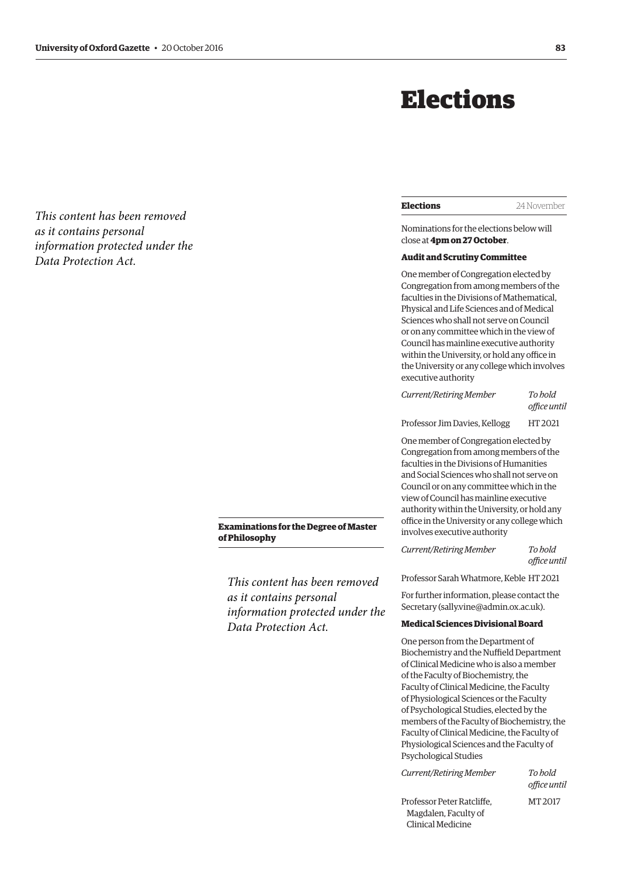*This content has been removed as it contains personal information protected under the Data Protection Act.*

### Examinations for the Degree of Master of Philosophy

*This content has been removed as it contains personal information protected under the Data Protection Act.*

# Elections

## Elections

24 November

Nominations for the elections below will close at **4pm on 27 October**.

### Audit and Scrutiny Committee

One member of Congregation elected by Congregation from among members of the faculties in the Divisions of Mathematical, Physical and Life Sciences and of Medical Sciences who shall not serve on Council or on any committee which in the view of Council has mainline executive authority within the University, or hold any office in the University or any college which involves executive authority

| *Current/Retiring Member* | *To hold office until* |
|---|---|
| Professor Jim Davies, Kellogg | HT 2021 |

One member of Congregation elected by Congregation from among members of the faculties in the Divisions of Humanities and Social Sciences who shall not serve on Council or on any committee which in the view of Council has mainline executive authority within the University, or hold any office in the University or any college which involves executive authority

| *Current/Retiring Member* | *To hold office until* |
|---|---|
| Professor Sarah Whatmore, Keble | HT 2021 |

For further information, please contact the Secretary (sally.vine@admin.ox.ac.uk).

### Medical Sciences Divisional Board

One person from the Department of Biochemistry and the Nuffield Department of Clinical Medicine who is also a member of the Faculty of Biochemistry, the Faculty of Clinical Medicine, the Faculty of Physiological Sciences or the Faculty of Psychological Studies, elected by the members of the Faculty of Biochemistry, the Faculty of Clinical Medicine, the Faculty of Physiological Sciences and the Faculty of Psychological Studies

| *Current/Retiring Member* | *To hold office until* |
|---|---|
| Professor Peter Ratcliffe, Magdalen, Faculty of Clinical Medicine | MT 2017 |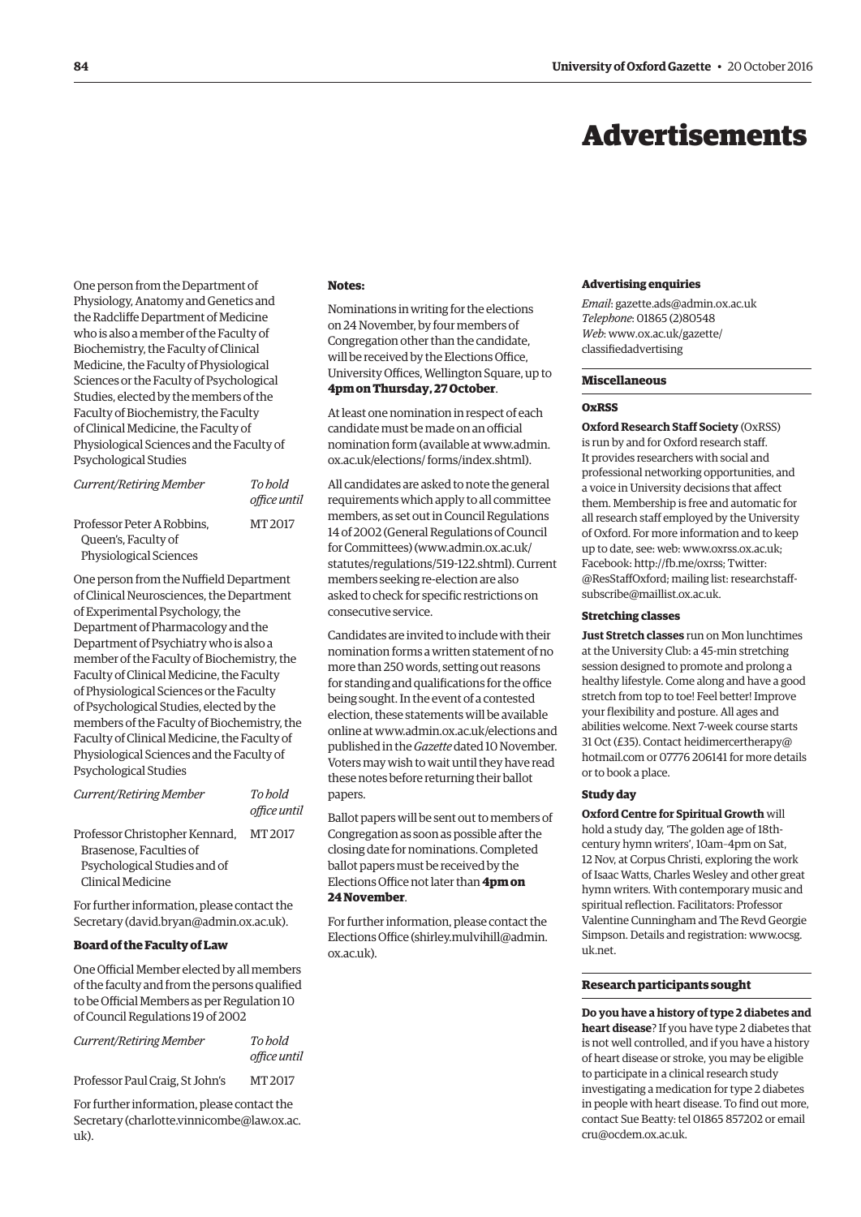One person from the Department of Physiology, Anatomy and Genetics and the Radcliffe Department of Medicine who is also a member of the Faculty of Biochemistry, the Faculty of Clinical Medicine, the Faculty of Physiological Sciences or the Faculty of Psychological Studies, elected by the members of the Faculty of Biochemistry, the Faculty of Clinical Medicine, the Faculty of Physiological Sciences and the Faculty of Psychological Studies

| *Current/Retiring Member* | *To hold office until* |
|---|---|
| Professor Peter A Robbins, Queen's, Faculty of Physiological Sciences | MT 2017 |

One person from the Nuffield Department of Clinical Neurosciences, the Department of Experimental Psychology, the Department of Pharmacology and the Department of Psychiatry who is also a member of the Faculty of Biochemistry, the Faculty of Clinical Medicine, the Faculty of Physiological Sciences or the Faculty of Psychological Studies, elected by the members of the Faculty of Biochemistry, the Faculty of Clinical Medicine, the Faculty of Physiological Sciences and the Faculty of Psychological Studies

| *Current/Retiring Member* | *To hold office until* |
|---|---|
| Professor Christopher Kennard, Brasenose, Faculties of Psychological Studies and of Clinical Medicine | MT 2017 |

For further information, please contact the Secretary (david.bryan@admin.ox.ac.uk).

**Board of the Faculty of Law**

One Official Member elected by all members of the faculty and from the persons qualified to be Official Members as per Regulation 10 of Council Regulations 19 of 2002

| *Current/Retiring Member* | *To hold office until* |
|---|---|
| Professor Paul Craig, St John's | MT 2017 |

For further information, please contact the Secretary (charlotte.vinnicombe@law.ox.ac.uk).

**Notes:**

Nominations in writing for the elections on 24 November, by four members of Congregation other than the candidate, will be received by the Elections Office, University Offices, Wellington Square, up to **4pm on Thursday, 27 October**.

At least one nomination in respect of each candidate must be made on an official nomination form (available at www.admin.ox.ac.uk/elections/ forms/index.shtml).

All candidates are asked to note the general requirements which apply to all committee members, as set out in Council Regulations 14 of 2002 (General Regulations of Council for Committees) (www.admin.ox.ac.uk/statutes/regulations/519-122.shtml). Current members seeking re-election are also asked to check for specific restrictions on consecutive service.

Candidates are invited to include with their nomination forms a written statement of no more than 250 words, setting out reasons for standing and qualifications for the office being sought. In the event of a contested election, these statements will be available online at www.admin.ox.ac.uk/elections and published in the *Gazette* dated 10 November. Voters may wish to wait until they have read these notes before returning their ballot papers.

Ballot papers will be sent out to members of Congregation as soon as possible after the closing date for nominations. Completed ballot papers must be received by the Elections Office not later than **4pm on 24 November**.

For further information, please contact the Elections Office (shirley.mulvihill@admin.ox.ac.uk).

# Advertisements

**Advertising enquiries**

*Email*: gazette.ads@admin.ox.ac.uk
*Telephone*: 01865 (2)80548
*Web*: www.ox.ac.uk/gazette/classifiedadvertising

## Miscellaneous

**OxRSS**

**Oxford Research Staff Society** (OxRSS) is run by and for Oxford research staff. It provides researchers with social and professional networking opportunities, and a voice in University decisions that affect them. Membership is free and automatic for all research staff employed by the University of Oxford. For more information and to keep up to date, see: web: www.oxrss.ox.ac.uk; Facebook: http://fb.me/oxrss; Twitter: @ResStaffOxford; mailing list: researchstaff-subscribe@maillist.ox.ac.uk.

**Stretching classes**

**Just Stretch classes** run on Mon lunchtimes at the University Club: a 45-min stretching session designed to promote and prolong a healthy lifestyle. Come along and have a good stretch from top to toe! Feel better! Improve your flexibility and posture. All ages and abilities welcome. Next 7-week course starts 31 Oct (£35). Contact heidimercertherapy@hotmail.com or 07776 206141 for more details or to book a place.

**Study day**

**Oxford Centre for Spiritual Growth** will hold a study day, 'The golden age of 18th-century hymn writers', 10am–4pm on Sat, 12 Nov, at Corpus Christi, exploring the work of Isaac Watts, Charles Wesley and other great hymn writers. With contemporary music and spiritual reflection. Facilitators: Professor Valentine Cunningham and The Revd Georgie Simpson. Details and registration: www.ocsg.uk.net.

## Research participants sought

**Do you have a history of type 2 diabetes and heart disease**? If you have type 2 diabetes that is not well controlled, and if you have a history of heart disease or stroke, you may be eligible to participate in a clinical research study investigating a medication for type 2 diabetes in people with heart disease. To find out more, contact Sue Beatty: tel 01865 857202 or email cru@ocdem.ox.ac.uk.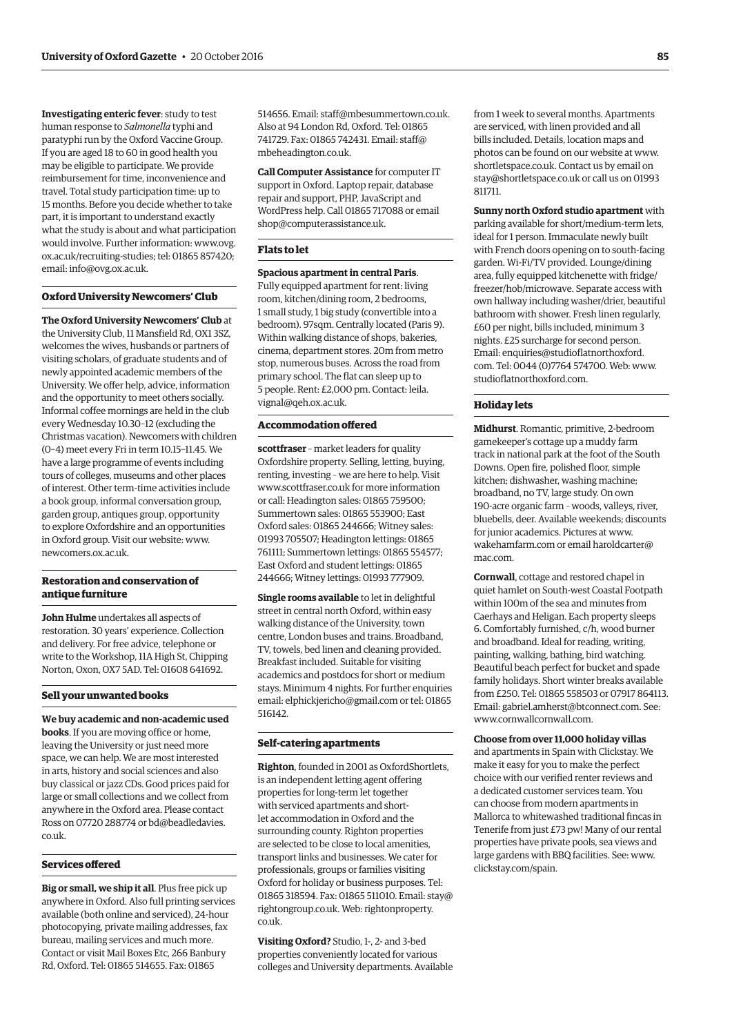**Investigating enteric fever**: study to test human response to *Salmonella* typhi and paratyphi run by the Oxford Vaccine Group. If you are aged 18 to 60 in good health you may be eligible to participate. We provide reimbursement for time, inconvenience and travel. Total study participation time: up to 15 months. Before you decide whether to take part, it is important to understand exactly what the study is about and what participation would involve. Further information: www.ovg.ox.ac.uk/recruiting-studies; tel: 01865 857420; email: info@ovg.ox.ac.uk.

## Oxford University Newcomers' Club

**The Oxford University Newcomers' Club** at the University Club, 11 Mansfield Rd, OX1 3SZ, welcomes the wives, husbands or partners of visiting scholars, of graduate students and of newly appointed academic members of the University. We offer help, advice, information and the opportunity to meet others socially. Informal coffee mornings are held in the club every Wednesday 10.30–12 (excluding the Christmas vacation). Newcomers with children (0–4) meet every Fri in term 10.15–11.45. We have a large programme of events including tours of colleges, museums and other places of interest. Other term-time activities include a book group, informal conversation group, garden group, antiques group, opportunity to explore Oxfordshire and an opportunities in Oxford group. Visit our website: www.newcomers.ox.ac.uk.

## Restoration and conservation of antique furniture

**John Hulme** undertakes all aspects of restoration. 30 years' experience. Collection and delivery. For free advice, telephone or write to the Workshop, 11A High St, Chipping Norton, Oxon, OX7 5AD. Tel: 01608 641692.

## Sell your unwanted books

**We buy academic and non-academic used books**. If you are moving office or home, leaving the University or just need more space, we can help. We are most interested in arts, history and social sciences and also buy classical or jazz CDs. Good prices paid for large or small collections and we collect from anywhere in the Oxford area. Please contact Ross on 07720 288774 or bd@beadledavies.co.uk.

## Services offered

**Big or small, we ship it all**. Plus free pick up anywhere in Oxford. Also full printing services available (both online and serviced), 24-hour photocopying, private mailing addresses, fax bureau, mailing services and much more. Contact or visit Mail Boxes Etc, 266 Banbury Rd, Oxford. Tel: 01865 514655. Fax: 01865 514656. Email: staff@mbesummertown.co.uk. Also at 94 London Rd, Oxford. Tel: 01865 741729. Fax: 01865 742431. Email: staff@mbeheadington.co.uk.

**Call Computer Assistance** for computer IT support in Oxford. Laptop repair, database repair and support, PHP, JavaScript and WordPress help. Call 01865 717088 or email shop@computerassistance.uk.

## Flats to let

**Spacious apartment in central Paris**. Fully equipped apartment for rent: living room, kitchen/dining room, 2 bedrooms, 1 small study, 1 big study (convertible into a bedroom). 97sqm. Centrally located (Paris 9). Within walking distance of shops, bakeries, cinema, department stores. 20m from metro stop, numerous buses. Across the road from primary school. The flat can sleep up to 5 people. Rent: £2,000 pm. Contact: leila.vignal@qeh.ox.ac.uk.

## Accommodation offered

**scottfraser** – market leaders for quality Oxfordshire property. Selling, letting, buying, renting, investing – we are here to help. Visit www.scottfraser.co.uk for more information or call: Headington sales: 01865 759500; Summertown sales: 01865 553900; East Oxford sales: 01865 244666; Witney sales: 01993 705507; Headington lettings: 01865 761111; Summertown lettings: 01865 554577; East Oxford and student lettings: 01865 244666; Witney lettings: 01993 777909.

**Single rooms available** to let in delightful street in central north Oxford, within easy walking distance of the University, town centre, London buses and trains. Broadband, TV, towels, bed linen and cleaning provided. Breakfast included. Suitable for visiting academics and postdocs for short or medium stays. Minimum 4 nights. For further enquiries email: elphickjericho@gmail.com or tel: 01865 516142.

## Self-catering apartments

**Righton**, founded in 2001 as OxfordShortlets, is an independent letting agent offering properties for long-term let together with serviced apartments and short-let accommodation in Oxford and the surrounding county. Righton properties are selected to be close to local amenities, transport links and businesses. We cater for professionals, groups or families visiting Oxford for holiday or business purposes. Tel: 01865 318594. Fax: 01865 511010. Email: stay@rightongroup.co.uk. Web: rightonproperty.co.uk.

**Visiting Oxford?** Studio, 1-, 2- and 3-bed properties conveniently located for various colleges and University departments. Available from 1 week to several months. Apartments are serviced, with linen provided and all bills included. Details, location maps and photos can be found on our website at www.shortletspace.co.uk. Contact us by email on stay@shortletspace.co.uk or call us on 01993 811711.

**Sunny north Oxford studio apartment** with parking available for short/medium-term lets, ideal for 1 person. Immaculate newly built with French doors opening on to south-facing garden. Wi-Fi/TV provided. Lounge/dining area, fully equipped kitchenette with fridge/freezer/hob/microwave. Separate access with own hallway including washer/drier, beautiful bathroom with shower. Fresh linen regularly, £60 per night, bills included, minimum 3 nights. £25 surcharge for second person. Email: enquiries@studioflatnorthoxford.com. Tel: 0044 (0)7764 574700. Web: www.studioflatnorthoxford.com.

## Holiday lets

**Midhurst**. Romantic, primitive, 2-bedroom gamekeeper's cottage up a muddy farm track in national park at the foot of the South Downs. Open fire, polished floor, simple kitchen; dishwasher, washing machine; broadband, no TV, large study. On own 190-acre organic farm – woods, valleys, river, bluebells, deer. Available weekends; discounts for junior academics. Pictures at www.wakehamfarm.com or email haroldcarter@mac.com.

**Cornwall**, cottage and restored chapel in quiet hamlet on South-west Coastal Footpath within 100m of the sea and minutes from Caerhays and Heligan. Each property sleeps 6. Comfortably furnished, c/h, wood burner and broadband. Ideal for reading, writing, painting, walking, bathing, bird watching. Beautiful beach perfect for bucket and spade family holidays. Short winter breaks available from £250. Tel: 01865 558503 or 07917 864113. Email: gabriel.amherst@btconnect.com. See: www.cornwallcornwall.com.

**Choose from over 11,000 holiday villas** and apartments in Spain with Clickstay. We make it easy for you to make the perfect choice with our verified renter reviews and a dedicated customer services team. You can choose from modern apartments in Mallorca to whitewashed traditional fincas in Tenerife from just £73 pw! Many of our rental properties have private pools, sea views and large gardens with BBQ facilities. See: www.clickstay.com/spain.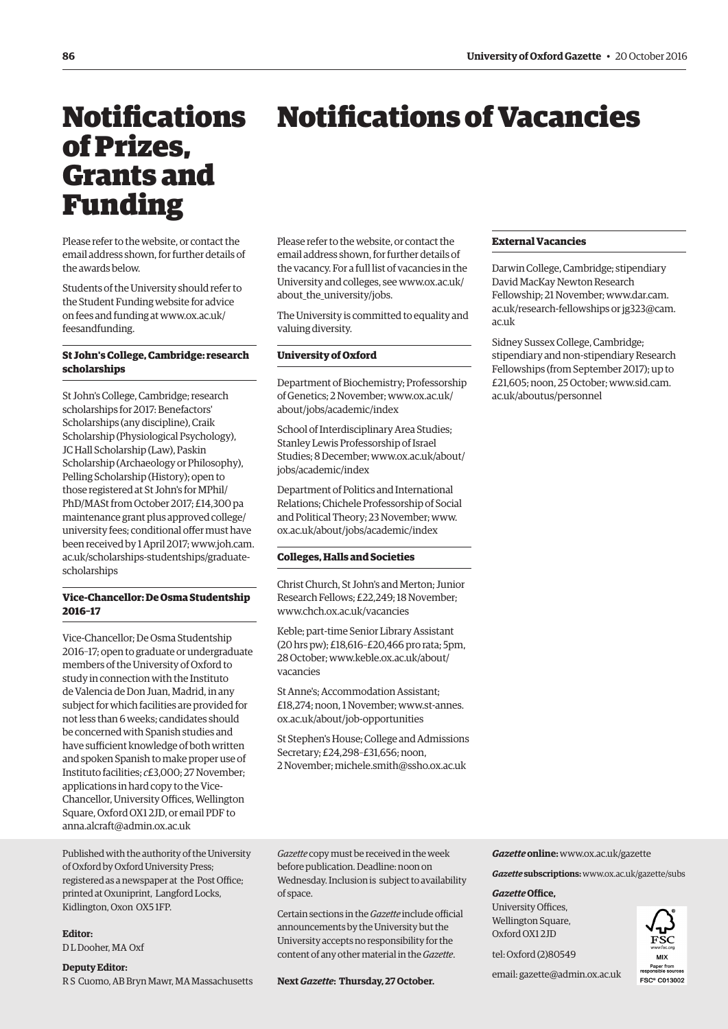# Notifications of Prizes, Grants and Funding

Please refer to the website, or contact the email address shown, for further details of the awards below.

Students of the University should refer to the Student Funding website for advice on fees and funding at www.ox.ac.uk/feesandfunding.

### St John's College, Cambridge: research scholarships

St John's College, Cambridge; research scholarships for 2017: Benefactors' Scholarships (any discipline), Craik Scholarship (Physiological Psychology), JC Hall Scholarship (Law), Paskin Scholarship (Archaeology or Philosophy), Pelling Scholarship (History); open to those registered at St John's for MPhil/PhD/MASt from October 2017; £14,300 pa maintenance grant plus approved college/university fees; conditional offer must have been received by 1 April 2017; www.joh.cam.ac.uk/scholarships-studentships/graduate-scholarships

### Vice-Chancellor: De Osma Studentship 2016–17

Vice-Chancellor; De Osma Studentship 2016–17; open to graduate or undergraduate members of the University of Oxford to study in connection with the Instituto de Valencia de Don Juan, Madrid, in any subject for which facilities are provided for not less than 6 weeks; candidates should be concerned with Spanish studies and have sufficient knowledge of both written and spoken Spanish to make proper use of Instituto facilities; *c*£3,000; 27 November; applications in hard copy to the Vice-Chancellor, University Offices, Wellington Square, Oxford OX1 2JD, or email PDF to anna.alcraft@admin.ox.ac.uk

# Notifications of Vacancies

Please refer to the website, or contact the email address shown, for further details of the vacancy. For a full list of vacancies in the University and colleges, see www.ox.ac.uk/about_the_university/jobs.

The University is committed to equality and valuing diversity.

### University of Oxford

Department of Biochemistry; Professorship of Genetics; 2 November; www.ox.ac.uk/about/jobs/academic/index

School of Interdisciplinary Area Studies; Stanley Lewis Professorship of Israel Studies; 8 December; www.ox.ac.uk/about/jobs/academic/index

Department of Politics and International Relations; Chichele Professorship of Social and Political Theory; 23 November; www.ox.ac.uk/about/jobs/academic/index

### Colleges, Halls and Societies

Christ Church, St John's and Merton; Junior Research Fellows; £22,249; 18 November; www.chch.ox.ac.uk/vacancies

Keble; part-time Senior Library Assistant (20 hrs pw); £18,616–£20,466 pro rata; 5pm, 28 October; www.keble.ox.ac.uk/about/vacancies

St Anne's; Accommodation Assistant; £18,274; noon, 1 November; www.st-annes.ox.ac.uk/about/job-opportunities

St Stephen's House; College and Admissions Secretary; £24,298–£31,656; noon, 2 November; michele.smith@ssho.ox.ac.uk

### External Vacancies

Darwin College, Cambridge; stipendiary David MacKay Newton Research Fellowship; 21 November; www.dar.cam.ac.uk/research-fellowships or jg323@cam.ac.uk

Sidney Sussex College, Cambridge; stipendiary and non-stipendiary Research Fellowships (from September 2017); up to £21,605; noon, 25 October; www.sid.cam.ac.uk/aboutus/personnel

---

Published with the authority of the University of Oxford by Oxford University Press; registered as a newspaper at the Post Office; printed at Oxuniprint, Langford Locks, Kidlington, Oxon OX5 1FP.

**Editor:**
D L Dooher, MA Oxf

**Deputy Editor:**
R S Cuomo, AB Bryn Mawr, MA Massachusetts

*Gazette* copy must be received in the week before publication. Deadline: noon on Wednesday. Inclusion is subject to availability of space.

Certain sections in the *Gazette* include official announcements by the University but the University accepts no responsibility for the content of any other material in the *Gazette*.

**Next *Gazette*: Thursday, 27 October.**

***Gazette* online:** www.ox.ac.uk/gazette

***Gazette* subscriptions:** www.ox.ac.uk/gazette/subs

***Gazette* Office,**
University Offices,
Wellington Square,
Oxford OX1 2JD

tel: Oxford (2)80549

email: gazette@admin.ox.ac.uk

FSC www.fsc.org MIX Paper from responsible sources FSC® C013002